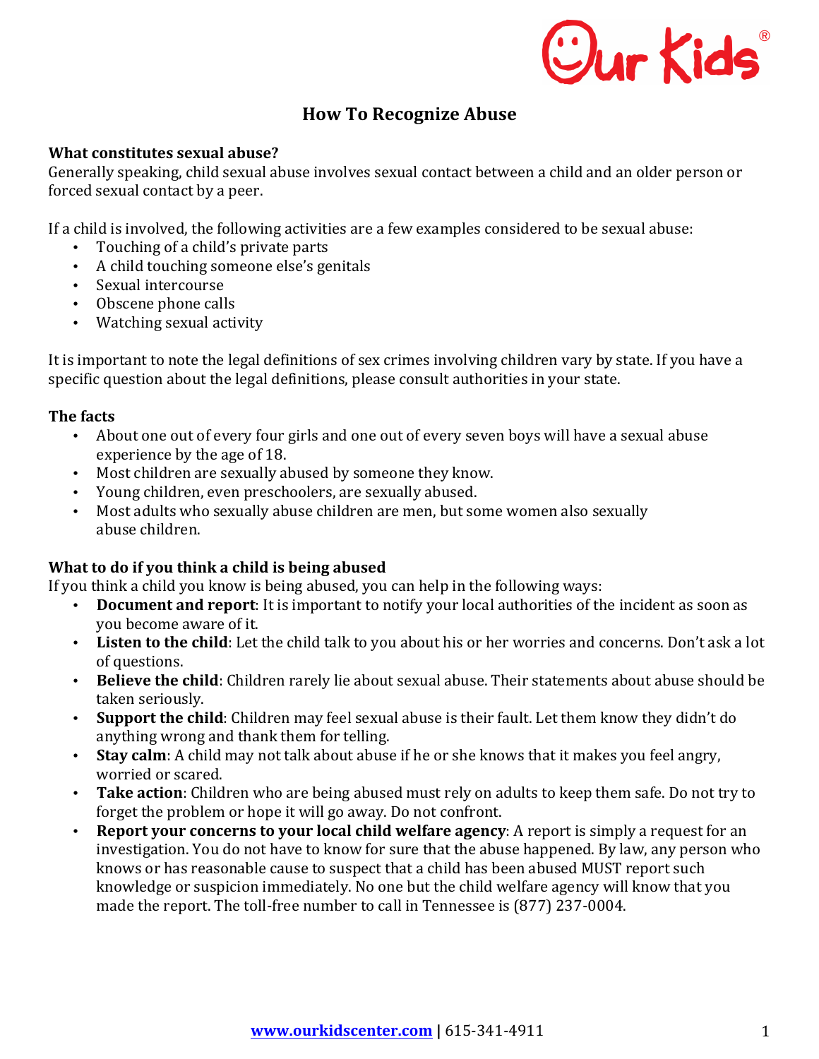# How To Recognize Abuse

### What constitutes sexual abuse?

Generally speaking, child sexual abuse involves sexual contact between a child and an older person or forced sexual contact by a peer.

If a child is involved, the following activities are a few examples considered to be sexual abuse:

- Touching of a child's private parts
- A child touching someone else's genitals
- Sexual intercourse
- Obscene phone calls
- Watching sexual activity

It is important to note the legal definitions of sex crimes involving children vary by state. If you have a specific question about the legal definitions, please consult authorities in your state.

### The facts

- About one out of every four girls and one out of every seven boys will have a sexual abuse experience by the age of 18.
- Most children are sexually abused by someone they know.
- Young children, even preschoolers, are sexually abused.
- Most adults who sexually abuse children are men, but some women also sexually abuse children.

### What to do if you think a child is being abused

If you think a child you know is being abused, you can help in the following ways:

- **Document and report**: It is important to notify your local authorities of the incident as soon as you become aware of it.
- **Listen to the child**: Let the child talk to you about his or her worries and concerns. Don't ask a lot of questions.
- **Believe the child**: Children rarely lie about sexual abuse. Their statements about abuse should be taken seriously.
- **Support the child**: Children may feel sexual abuse is their fault. Let them know they didn't do anything wrong and thank them for telling.
- **Stay calm**: A child may not talk about abuse if he or she knows that it makes you feel angry, worried or scared.
- **Take action**: Children who are being abused must rely on adults to keep them safe. Do not try to forget the problem or hope it will go away. Do not confront.
- **Report your concerns to your local child welfare agency**: A report is simply a request for an investigation. You do not have to know for sure that the abuse happened. By law, any person who knows or has reasonable cause to suspect that a child has been abused MUST report such knowledge or suspicion immediately. No one but the child welfare agency will know that you made the report. The toll-free number to call in Tennessee is (877) 237-0004.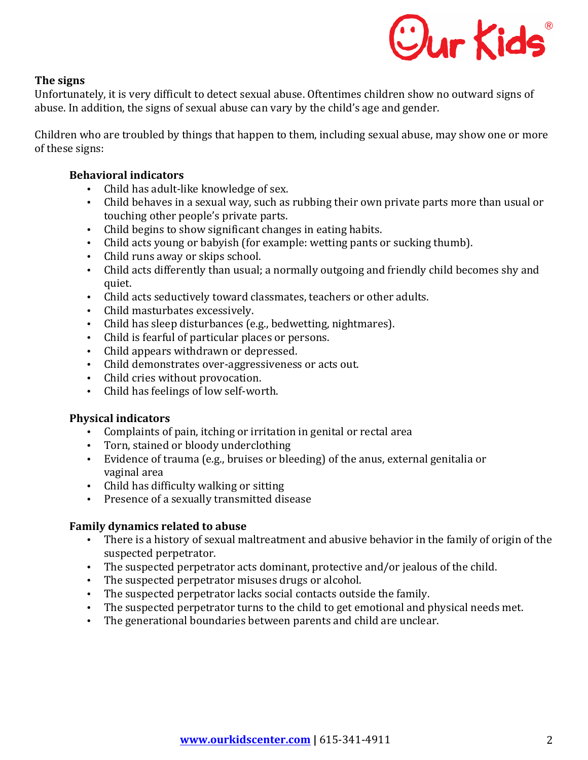## The signs

Unfortunately, it is very difficult to detect sexual abuse. Oftentimes children show no outward signs of abuse. In addition, the signs of sexual abuse can vary by the child's age and gender.

Children who are troubled by things that happen to them, including sexual abuse, may show one or more of these signs:

### Behavioral indicators

- Child has adult-like knowledge of sex.
- Child behaves in a sexual way, such as rubbing their own private parts more than usual or touching other people's private parts.
- Child begins to show significant changes in eating habits.
- Child acts young or babyish (for example: wetting pants or sucking thumb).
- Child runs away or skips school.
- Child acts differently than usual; a normally outgoing and friendly child becomes shy and quiet.
- Child acts seductively toward classmates, teachers or other adults.
- Child masturbates excessively.
- Child has sleep disturbances (e.g., bedwetting, nightmares).
- Child is fearful of particular places or persons.
- Child appears withdrawn or depressed.
- Child demonstrates over-aggressiveness or acts out.
- Child cries without provocation.
- Child has feelings of low self-worth.

### Physical indicators

- Complaints of pain, itching or irritation in genital or rectal area
- Torn, stained or bloody underclothing
- Evidence of trauma (e.g., bruises or bleeding) of the anus, external genitalia or vaginal area
- Child has difficulty walking or sitting
- Presence of a sexually transmitted disease

### Family dynamics related to abuse

- There is a history of sexual maltreatment and abusive behavior in the family of origin of the suspected perpetrator.
- The suspected perpetrator acts dominant, protective and/or jealous of the child.
- The suspected perpetrator misuses drugs or alcohol.
- The suspected perpetrator lacks social contacts outside the family.
- The suspected perpetrator turns to the child to get emotional and physical needs met.
- The generational boundaries between parents and child are unclear.